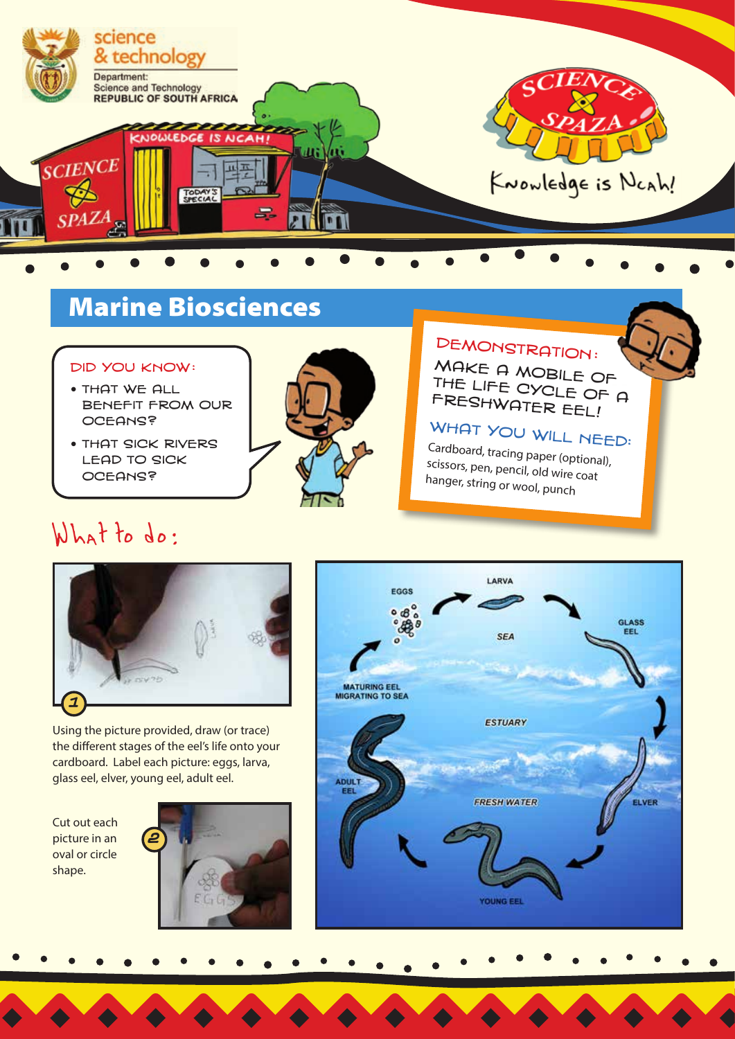# Marine Biosciences

**DID YOU KNOW:**

- THAT WE ALL BENEFIT FROM OUR OCEANS?
- THAT SICK RIVERS LEAD TO SICK OCEANS?

## DEMONSTRATION: MAKE A MOBILE OF THE LIFE CYCLE OF A FRESHWATER EEL!

**WHAT YOU WILL NEED:**

Cardboard, tracing paper (optional), scissors, pen, pencil, old wire coat hanger, string or wool, punch

## What to do:

1. Using the picture provided, draw (or trace) the different stages of the eel's life onto your cardboard. Label each picture: eggs, larva, glass eel, elver, young eel, adult eel.

2. Cut out each picture in an oval or circle shape.

EGGS → LARVA → GLASS EEL → ELVER → YOUNG EEL → ADULT EEL → MATURING EEL MIGRATING TO SEA

SEA

ESTUARY

FRESH WATER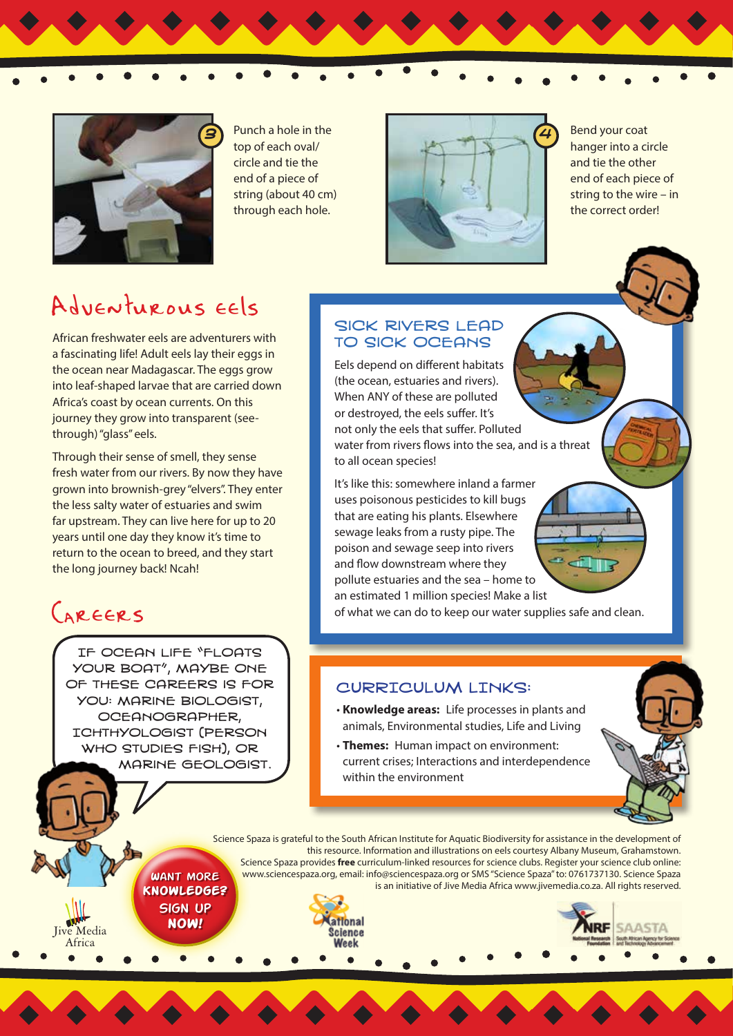**3** Punch a hole in the top of each oval/circle and tie the end of a piece of string (about 40 cm) through each hole.

**4** Bend your coat hanger into a circle and tie the other end of each piece of string to the wire – in the correct order!

## Adventurous eels

African freshwater eels are adventurers with a fascinating life! Adult eels lay their eggs in the ocean near Madagascar. The eggs grow into leaf-shaped larvae that are carried down Africa's coast by ocean currents. On this journey they grow into transparent (see-through) "glass" eels.

Through their sense of smell, they sense fresh water from our rivers. By now they have grown into brownish-grey "elvers". They enter the less salty water of estuaries and swim far upstream. They can live here for up to 20 years until one day they know it's time to return to the ocean to breed, and they start the long journey back! Ncah!

## Careers

IF OCEAN LIFE "FLOATS YOUR BOAT", MAYBE ONE OF THESE CAREERS IS FOR YOU: MARINE BIOLOGIST, OCEANOGRAPHER, ICHTHYOLOGIST (PERSON WHO STUDIES FISH), OR MARINE GEOLOGIST.

## SICK RIVERS LEAD TO SICK OCEANS

Eels depend on different habitats (the ocean, estuaries and rivers). When ANY of these are polluted or destroyed, the eels suffer. It's not only the eels that suffer. Polluted water from rivers flows into the sea, and is a threat to all ocean species!

It's like this: somewhere inland a farmer uses poisonous pesticides to kill bugs that are eating his plants. Elsewhere sewage leaks from a rusty pipe. The poison and sewage seep into rivers and flow downstream where they pollute estuaries and the sea – home to an estimated 1 million species! Make a list of what we can do to keep our water supplies safe and clean.

## CURRICULUM LINKS:

- **Knowledge areas:** Life processes in plants and animals, Environmental studies, Life and Living
- **Themes:** Human impact on environment: current crises; Interactions and interdependence within the environment

Science Spaza is grateful to the South African Institute for Aquatic Biodiversity for assistance in the development of this resource. Information and illustrations on eels courtesy Albany Museum, Grahamstown.
Science Spaza provides **free** curriculum-linked resources for science clubs. Register your science club online: www.sciencespaza.org, email: info@sciencespaza.org or SMS "Science Spaza" to: 0761737130. Science Spaza is an initiative of Jive Media Africa www.jivemedia.co.za. All rights reserved.

WANT MORE KNOWLEDGE? SIGN UP NOW!

Jive Media Africa

National Science Week

NRF National Research Foundation | SAASTA South African Agency for Science and Technology Advancement